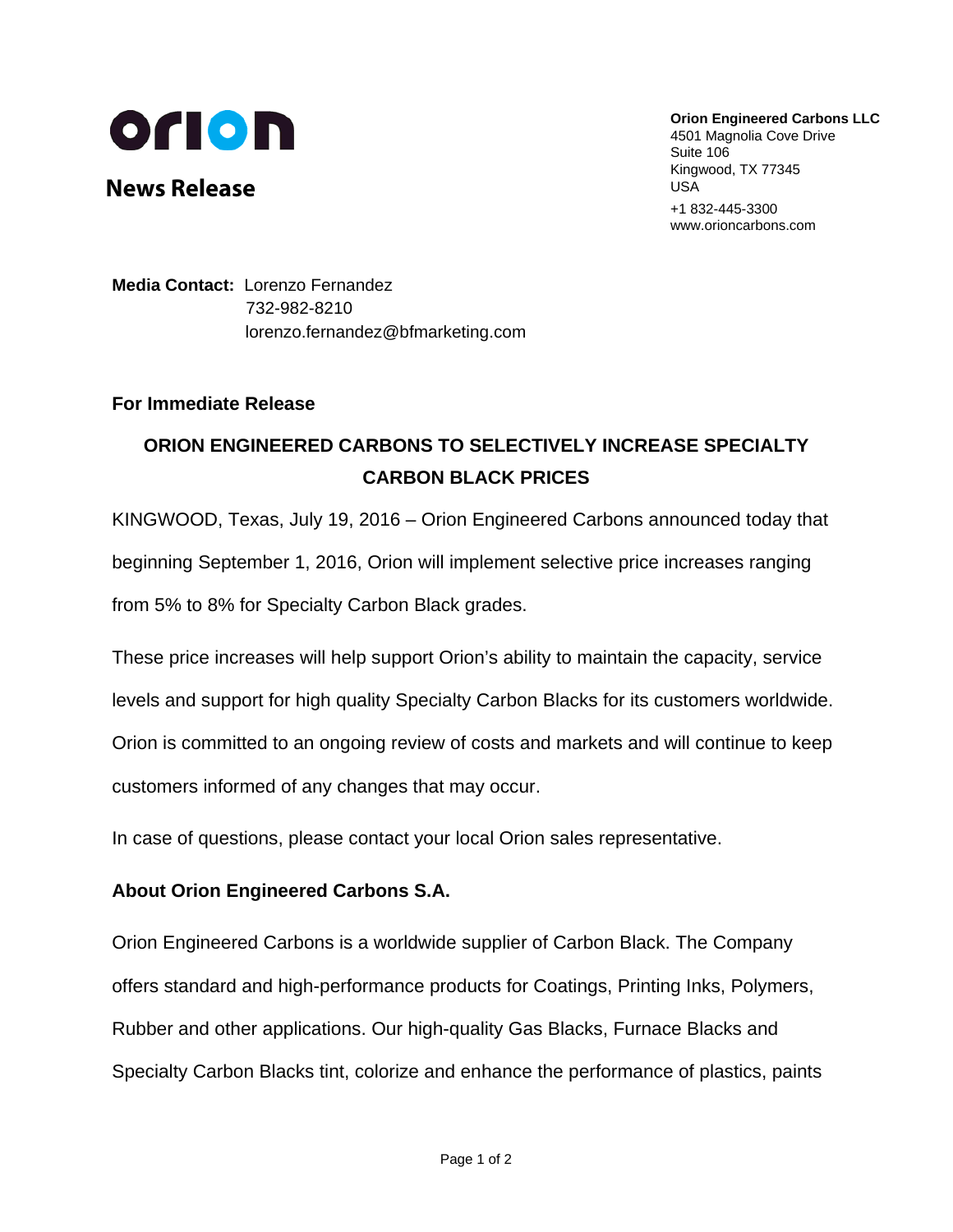orion

**News Release**

**Orion Engineered Carbons LLC**
4501 Magnolia Cove Drive
Suite 106
Kingwood, TX 77345
USA
+1 832-445-3300
www.orioncarbons.com

**Media Contact:** Lorenzo Fernandez
732-982-8210
lorenzo.fernandez@bfmarketing.com

**For Immediate Release**

## ORION ENGINEERED CARBONS TO SELECTIVELY INCREASE SPECIALTY CARBON BLACK PRICES

KINGWOOD, Texas, July 19, 2016 – Orion Engineered Carbons announced today that beginning September 1, 2016, Orion will implement selective price increases ranging from 5% to 8% for Specialty Carbon Black grades.

These price increases will help support Orion's ability to maintain the capacity, service levels and support for high quality Specialty Carbon Blacks for its customers worldwide. Orion is committed to an ongoing review of costs and markets and will continue to keep customers informed of any changes that may occur.

In case of questions, please contact your local Orion sales representative.

### About Orion Engineered Carbons S.A.

Orion Engineered Carbons is a worldwide supplier of Carbon Black. The Company offers standard and high-performance products for Coatings, Printing Inks, Polymers, Rubber and other applications. Our high-quality Gas Blacks, Furnace Blacks and Specialty Carbon Blacks tint, colorize and enhance the performance of plastics, paints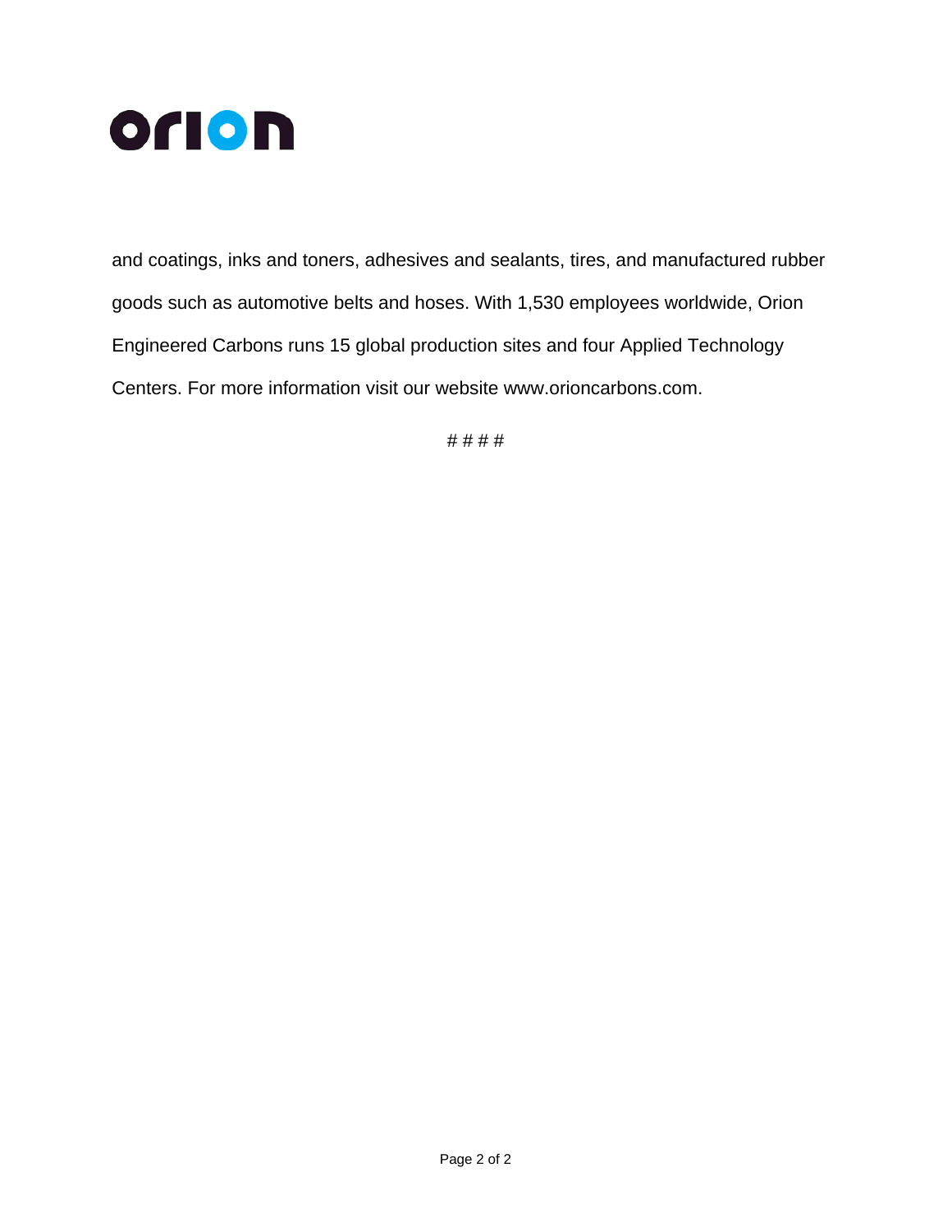and coatings, inks and toners, adhesives and sealants, tires, and manufactured rubber goods such as automotive belts and hoses. With 1,530 employees worldwide, Orion Engineered Carbons runs 15 global production sites and four Applied Technology Centers. For more information visit our website www.orioncarbons.com.

# # # #